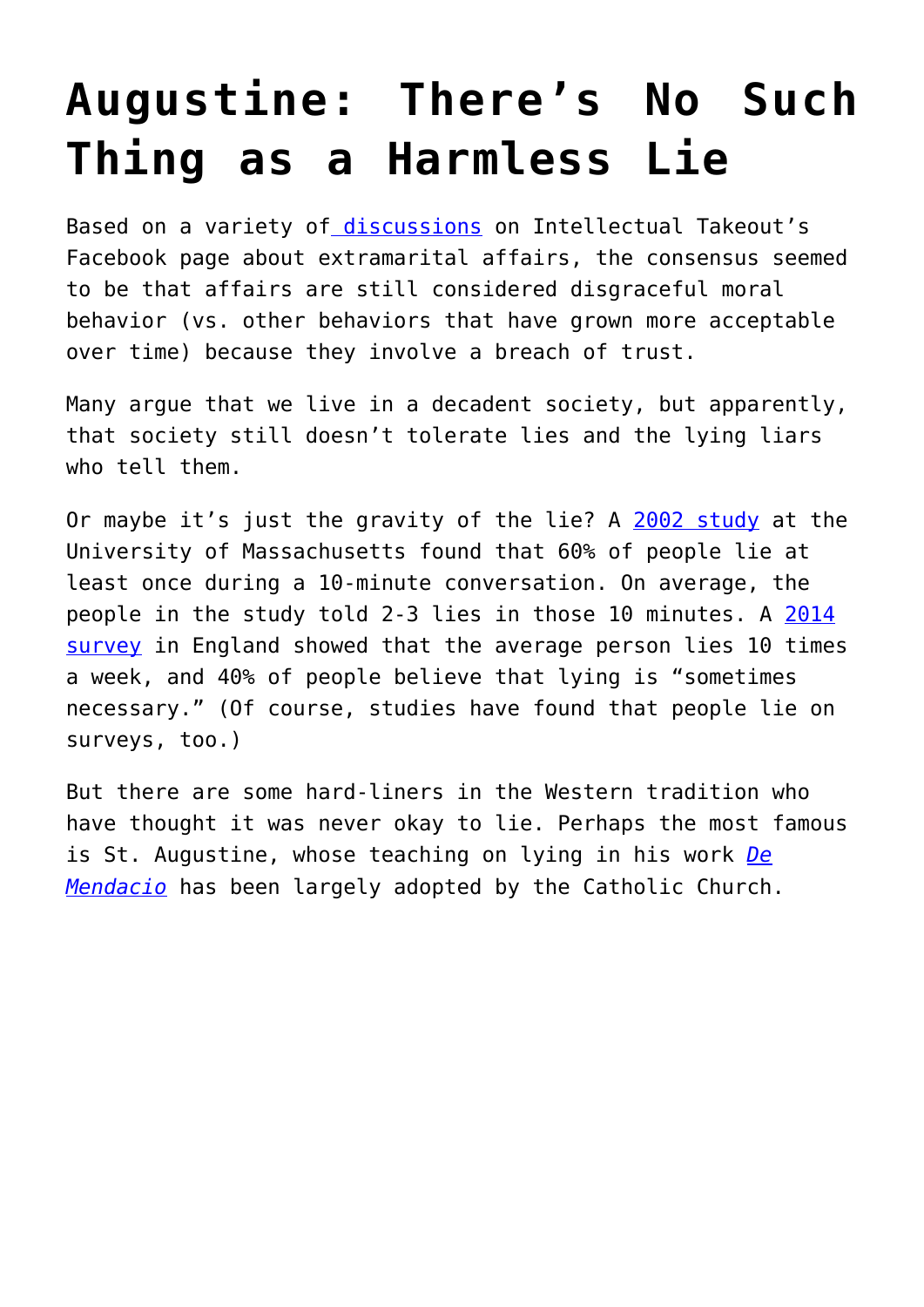# Augustine: There's No Such Thing as a Harmless Lie

Based on a variety of discussions on Intellectual Takeout's Facebook page about extramarital affairs, the consensus seemed to be that affairs are still considered disgraceful moral behavior (vs. other behaviors that have grown more acceptable over time) because they involve a breach of trust.

Many argue that we live in a decadent society, but apparently, that society still doesn't tolerate lies and the lying liars who tell them.

Or maybe it's just the gravity of the lie? A 2002 study at the University of Massachusetts found that 60% of people lie at least once during a 10-minute conversation. On average, the people in the study told 2-3 lies in those 10 minutes. A 2014 survey in England showed that the average person lies 10 times a week, and 40% of people believe that lying is "sometimes necessary." (Of course, studies have found that people lie on surveys, too.)

But there are some hard-liners in the Western tradition who have thought it was never okay to lie. Perhaps the most famous is St. Augustine, whose teaching on lying in his work *De Mendacio* has been largely adopted by the Catholic Church.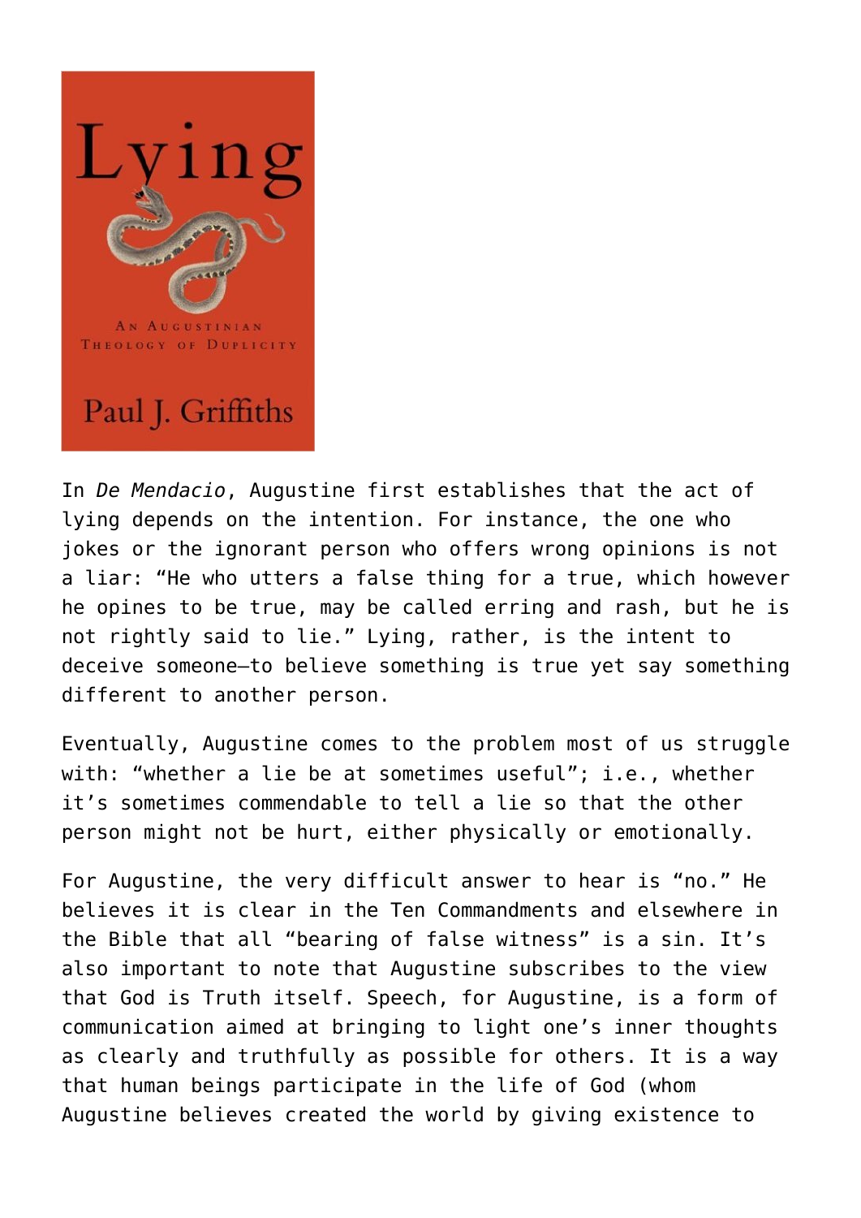In *De Mendacio*, Augustine first establishes that the act of lying depends on the intention. For instance, the one who jokes or the ignorant person who offers wrong opinions is not a liar: “He who utters a false thing for a true, which however he opines to be true, may be called erring and rash, but he is not rightly said to lie.” Lying, rather, is the intent to deceive someone—to believe something is true yet say something different to another person.

Eventually, Augustine comes to the problem most of us struggle with: “whether a lie be at sometimes useful”; i.e., whether it’s sometimes commendable to tell a lie so that the other person might not be hurt, either physically or emotionally.

For Augustine, the very difficult answer to hear is “no.” He believes it is clear in the Ten Commandments and elsewhere in the Bible that all “bearing of false witness” is a sin. It’s also important to note that Augustine subscribes to the view that God is Truth itself. Speech, for Augustine, is a form of communication aimed at bringing to light one’s inner thoughts as clearly and truthfully as possible for others. It is a way that human beings participate in the life of God (whom Augustine believes created the world by giving existence to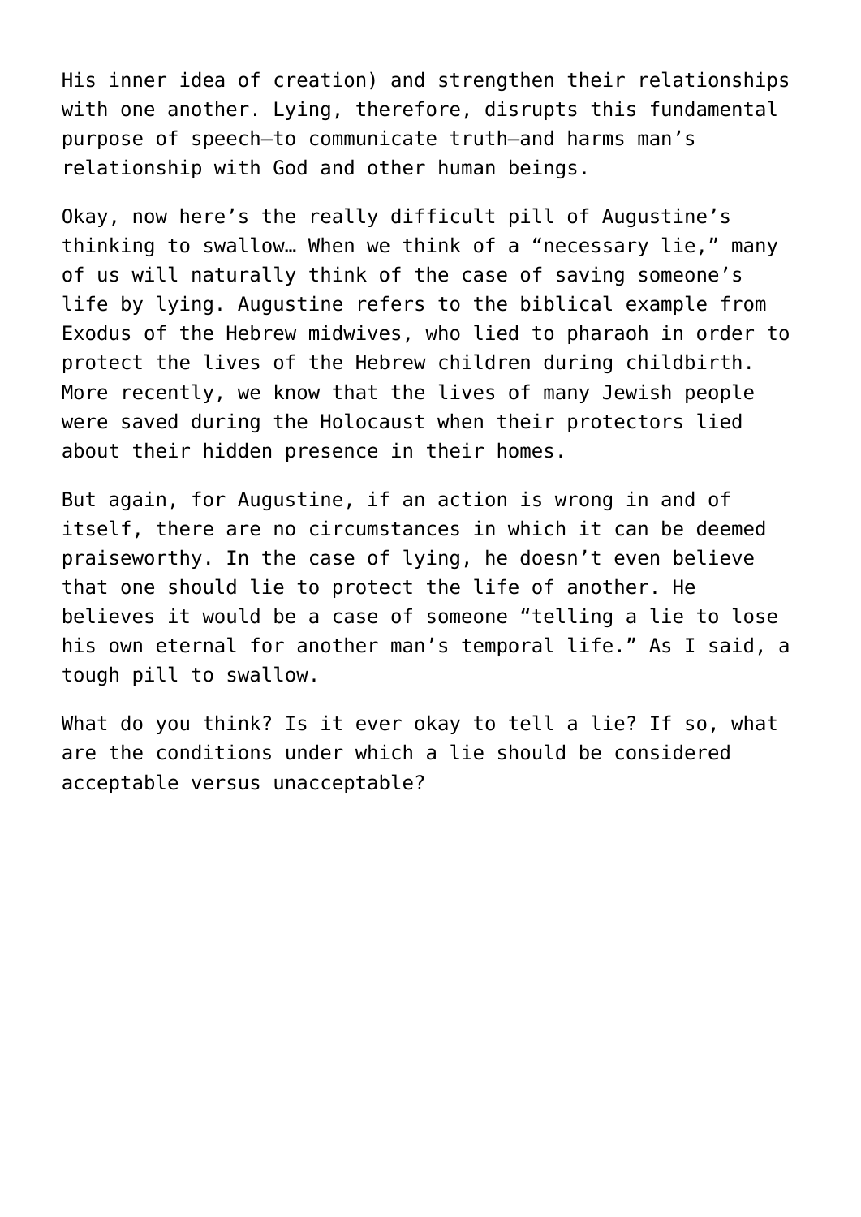His inner idea of creation) and strengthen their relationships with one another. Lying, therefore, disrupts this fundamental purpose of speech—to communicate truth—and harms man's relationship with God and other human beings.

Okay, now here's the really difficult pill of Augustine's thinking to swallow… When we think of a "necessary lie," many of us will naturally think of the case of saving someone's life by lying. Augustine refers to the biblical example from Exodus of the Hebrew midwives, who lied to pharaoh in order to protect the lives of the Hebrew children during childbirth. More recently, we know that the lives of many Jewish people were saved during the Holocaust when their protectors lied about their hidden presence in their homes.

But again, for Augustine, if an action is wrong in and of itself, there are no circumstances in which it can be deemed praiseworthy. In the case of lying, he doesn't even believe that one should lie to protect the life of another. He believes it would be a case of someone "telling a lie to lose his own eternal for another man's temporal life." As I said, a tough pill to swallow.

What do you think? Is it ever okay to tell a lie? If so, what are the conditions under which a lie should be considered acceptable versus unacceptable?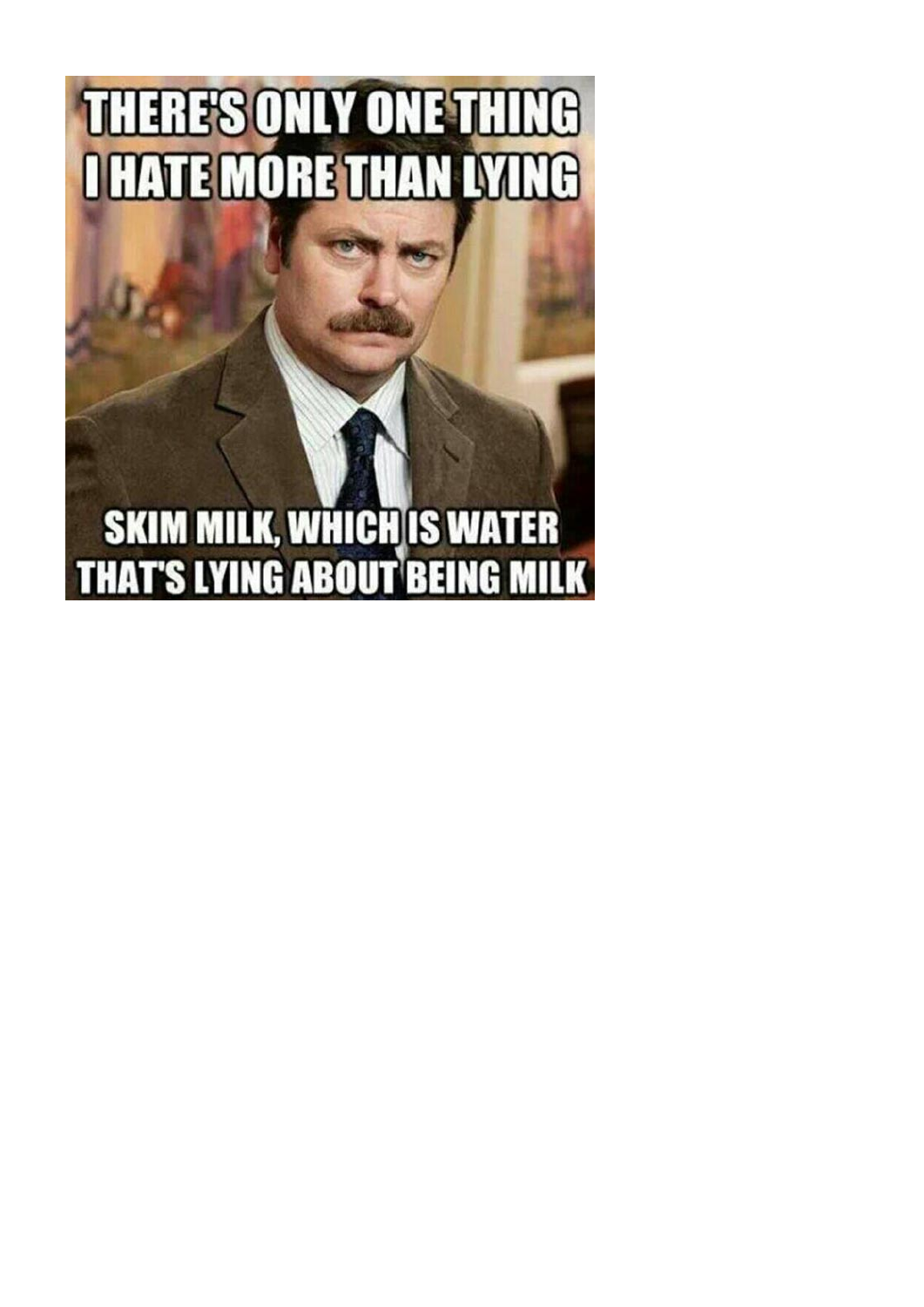THERE'S ONLY ONE THING I HATE MORE THAN LYING

SKIM MILK, WHICH IS WATER THAT'S LYING ABOUT BEING MILK